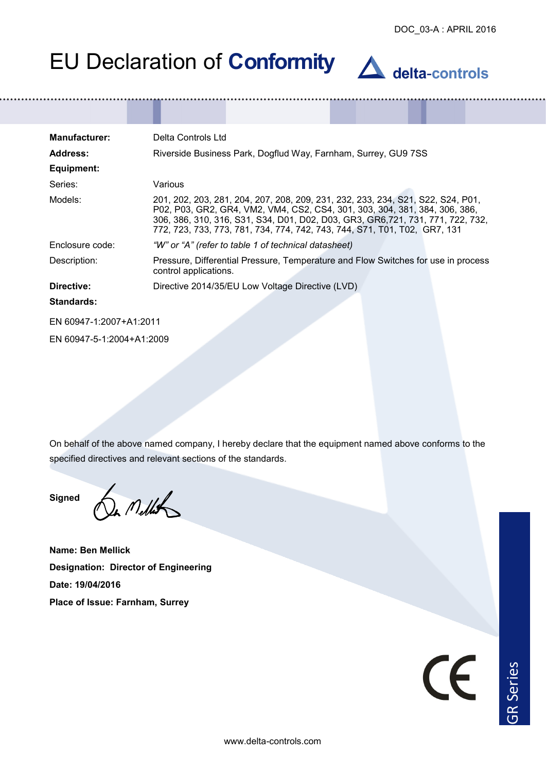DOC_03-A : APRIL 2016

# EU Declaration of **Conformity**

delta-controls

| | |
|---|---|
| **Manufacturer:** | Delta Controls Ltd |
| **Address:** | Riverside Business Park, Dogflud Way, Farnham, Surrey, GU9 7SS |
| **Equipment:** | |
| Series: | Various |
| Models: | 201, 202, 203, 281, 204, 207, 208, 209, 231, 232, 233, 234, S21, S22, S24, P01, P02, P03, GR2, GR4, VM2, VM4, CS2, CS4, 301, 303, 304, 381, 384, 306, 386, 306, 386, 310, 316, S31, S34, D01, D02, D03, GR3, GR6,721, 731, 771, 722, 732, 772, 723, 733, 773, 781, 734, 774, 742, 743, 744, S71, T01, T02, GR7, 131 |
| Enclosure code: | *“W” or “A” (refer to table 1 of technical datasheet)* |
| Description: | Pressure, Differential Pressure, Temperature and Flow Switches for use in process control applications. |
| **Directive:** | Directive 2014/35/EU Low Voltage Directive (LVD) |
| **Standards:** | |

EN 60947-1:2007+A1:2011

EN 60947-5-1:2004+A1:2009

On behalf of the above named company, I hereby declare that the equipment named above conforms to the specified directives and relevant sections of the standards.

**Signed**

**Name: Ben Mellick**

**Designation: Director of Engineering**

**Date: 19/04/2016**

**Place of Issue: Farnham, Surrey**

CE

GR Series

www.delta-controls.com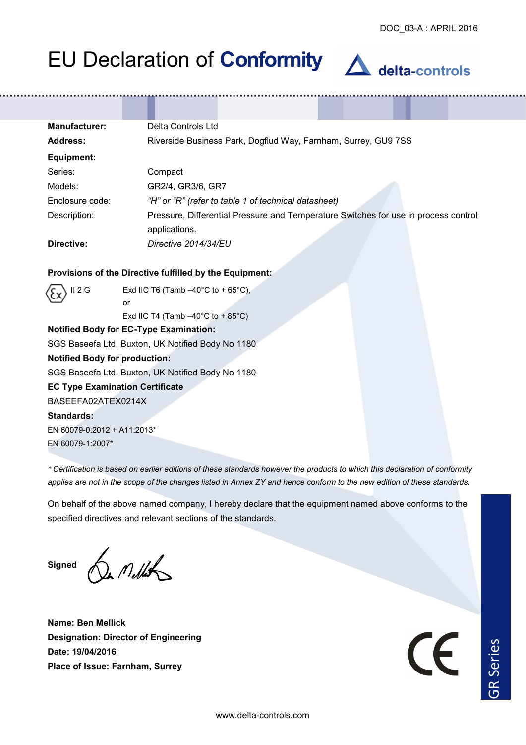DOC_03-A : APRIL 2016

# EU Declaration of **Conformity**

delta-controls

| | |
|---|---|
| **Manufacturer:** | Delta Controls Ltd |
| **Address:** | Riverside Business Park, Dogflud Way, Farnham, Surrey, GU9 7SS |
| **Equipment:** | |
| Series: | Compact |
| Models: | GR2/4, GR3/6, GR7 |
| Enclosure code: | *"H" or "R" (refer to table 1 of technical datasheet)* |
| Description: | Pressure, Differential Pressure and Temperature Switches for use in process control applications. |
| **Directive:** | *Directive 2014/34/EU* |

**Provisions of the Directive fulfilled by the Equipment:**

Ex II 2 G Exd IIC T6 (Tamb –40°C to + 65°C),
or
Exd IIC T4 (Tamb –40°C to + 85°C)

**Notified Body for EC-Type Examination:**
SGS Baseefa Ltd, Buxton, UK Notified Body No 1180

**Notified Body for production:**
SGS Baseefa Ltd, Buxton, UK Notified Body No 1180

**EC Type Examination Certificate**
BASEEFA02ATEX0214X

**Standards:**
EN 60079-0:2012 + A11:2013*
EN 60079-1:2007*

*\* Certification is based on earlier editions of these standards however the products to which this declaration of conformity applies are not in the scope of the changes listed in Annex ZY and hence conform to the new edition of these standards.*

On behalf of the above named company, I hereby declare that the equipment named above conforms to the specified directives and relevant sections of the standards.

**Signed**

**Name: Ben Mellick**
**Designation: Director of Engineering**
**Date: 19/04/2016**
**Place of Issue: Farnham, Surrey**

CE

GR Series

www.delta-controls.com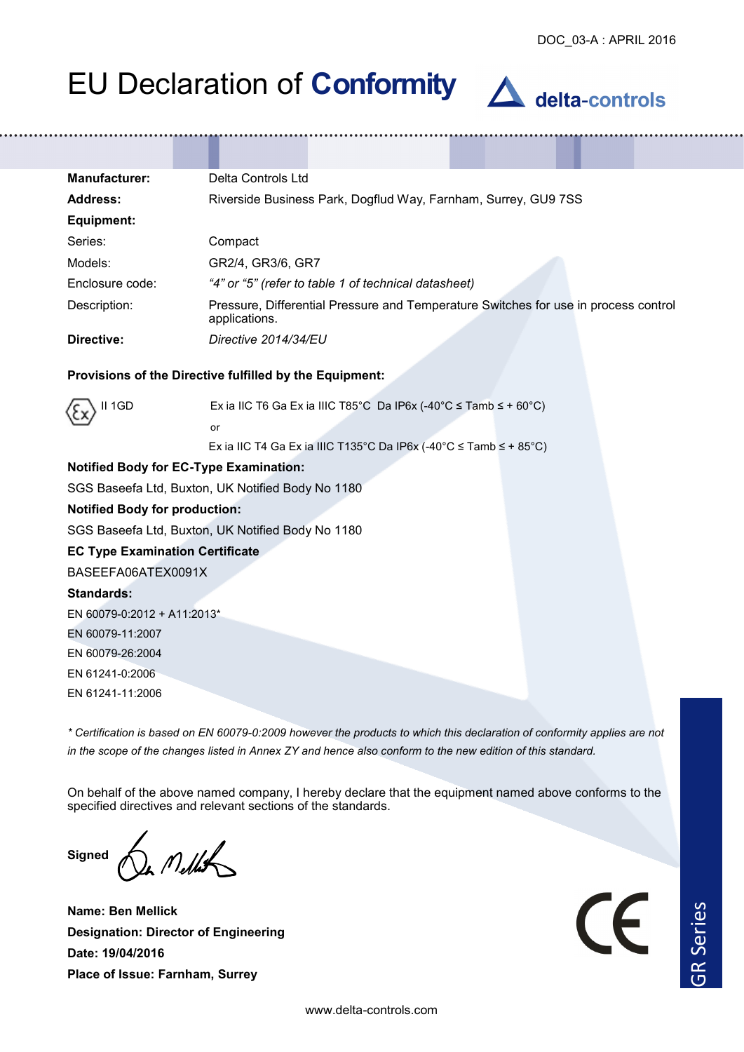DOC_03-A : APRIL 2016

# EU Declaration of **Conformity**

delta-controls

| | |
|---|---|
| **Manufacturer:** | Delta Controls Ltd |
| **Address:** | Riverside Business Park, Dogflud Way, Farnham, Surrey, GU9 7SS |
| **Equipment:** | |
| Series: | Compact |
| Models: | GR2/4, GR3/6, GR7 |
| Enclosure code: | *“4” or “5” (refer to table 1 of technical datasheet)* |
| Description: | Pressure, Differential Pressure and Temperature Switches for use in process control applications. |
| **Directive:** | *Directive 2014/34/EU* |

**Provisions of the Directive fulfilled by the Equipment:**

Ex II 1GD — Ex ia IIC T6 Ga Ex ia IIIC T85°C Da IP6x (-40°C ≤ Tamb ≤ + 60°C)

or

Ex ia IIC T4 Ga Ex ia IIIC T135°C Da IP6x (-40°C ≤ Tamb ≤ + 85°C)

**Notified Body for EC-Type Examination:**

SGS Baseefa Ltd, Buxton, UK Notified Body No 1180

**Notified Body for production:**

SGS Baseefa Ltd, Buxton, UK Notified Body No 1180

**EC Type Examination Certificate**

BASEEFA06ATEX0091X

**Standards:**

EN 60079-0:2012 + A11:2013*

EN 60079-11:2007

EN 60079-26:2004

EN 61241-0:2006

EN 61241-11:2006

*\* Certification is based on EN 60079-0:2009 however the products to which this declaration of conformity applies are not in the scope of the changes listed in Annex ZY and hence also conform to the new edition of this standard.*

On behalf of the above named company, I hereby declare that the equipment named above conforms to the specified directives and relevant sections of the standards.

**Signed**

**Name: Ben Mellick**

**Designation: Director of Engineering**

**Date: 19/04/2016**

**Place of Issue: Farnham, Surrey**

CE

GR Series

www.delta-controls.com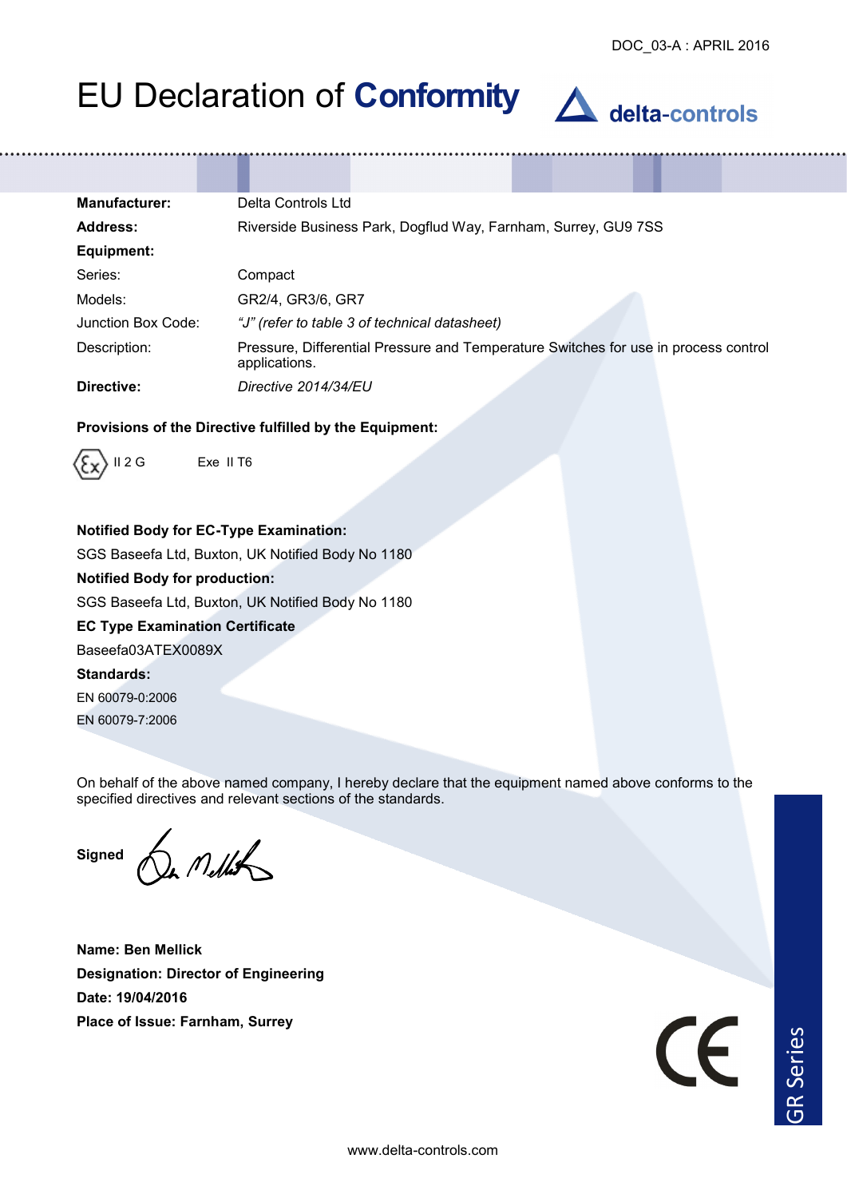DOC_03-A : APRIL 2016

# EU Declaration of **Conformity**

delta-controls

| | |
|---|---|
| **Manufacturer:** | Delta Controls Ltd |
| **Address:** | Riverside Business Park, Dogflud Way, Farnham, Surrey, GU9 7SS |
| **Equipment:** | |
| Series: | Compact |
| Models: | GR2/4, GR3/6, GR7 |
| Junction Box Code: | *"J" (refer to table 3 of technical datasheet)* |
| Description: | Pressure, Differential Pressure and Temperature Switches for use in process control applications. |
| **Directive:** | *Directive 2014/34/EU* |

**Provisions of the Directive fulfilled by the Equipment:**

Ex II 2 G     Exe II T6

**Notified Body for EC-Type Examination:**

SGS Baseefa Ltd, Buxton, UK Notified Body No 1180

**Notified Body for production:**

SGS Baseefa Ltd, Buxton, UK Notified Body No 1180

**EC Type Examination Certificate**

Baseefa03ATEX0089X

**Standards:**

EN 60079-0:2006

EN 60079-7:2006

On behalf of the above named company, I hereby declare that the equipment named above conforms to the specified directives and relevant sections of the standards.

**Signed**

**Name: Ben Mellick**

**Designation: Director of Engineering**

**Date: 19/04/2016**

**Place of Issue: Farnham, Surrey**

CE

GR Series

www.delta-controls.com